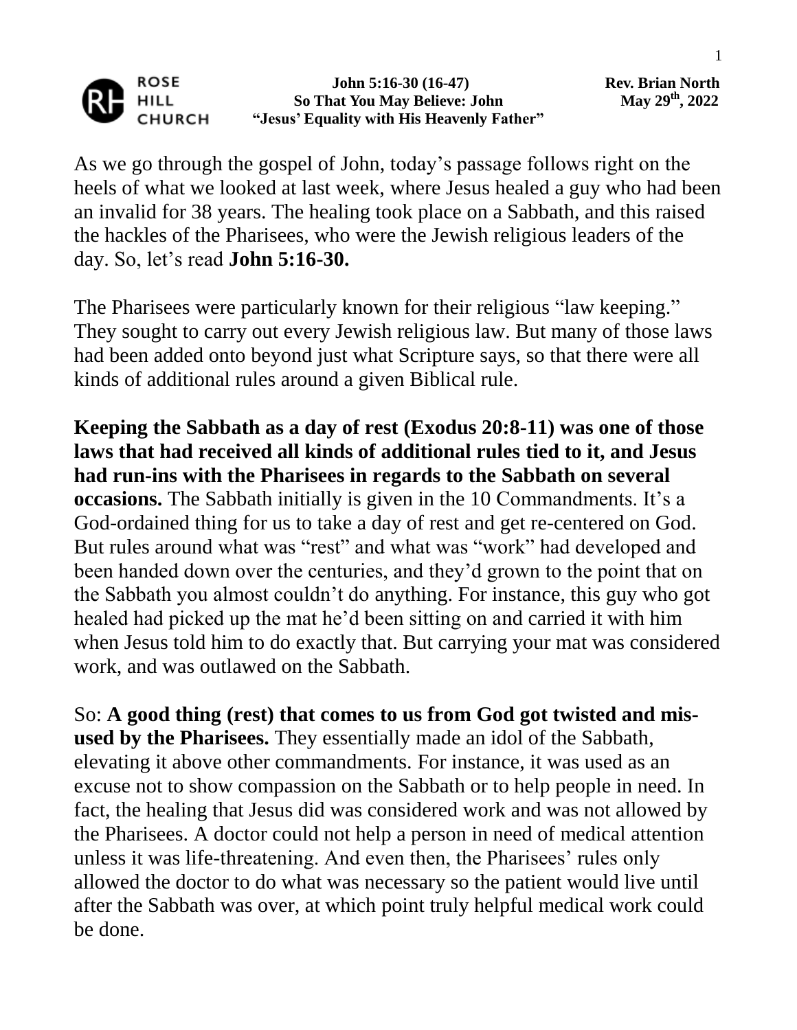ROSE HILL CHURCH

**John 5:16-30 (16-47)**
**So That You May Believe: John**
**"Jesus' Equality with His Heavenly Father"**

**Rev. Brian North**
**May 29th, 2022**

As we go through the gospel of John, today's passage follows right on the heels of what we looked at last week, where Jesus healed a guy who had been an invalid for 38 years. The healing took place on a Sabbath, and this raised the hackles of the Pharisees, who were the Jewish religious leaders of the day. So, let's read **John 5:16-30.**

The Pharisees were particularly known for their religious "law keeping." They sought to carry out every Jewish religious law. But many of those laws had been added onto beyond just what Scripture says, so that there were all kinds of additional rules around a given Biblical rule.

**Keeping the Sabbath as a day of rest (Exodus 20:8-11) was one of those laws that had received all kinds of additional rules tied to it, and Jesus had run-ins with the Pharisees in regards to the Sabbath on several occasions.** The Sabbath initially is given in the 10 Commandments. It's a God-ordained thing for us to take a day of rest and get re-centered on God. But rules around what was "rest" and what was "work" had developed and been handed down over the centuries, and they'd grown to the point that on the Sabbath you almost couldn't do anything. For instance, this guy who got healed had picked up the mat he'd been sitting on and carried it with him when Jesus told him to do exactly that. But carrying your mat was considered work, and was outlawed on the Sabbath.

So: **A good thing (rest) that comes to us from God got twisted and mis-used by the Pharisees.** They essentially made an idol of the Sabbath, elevating it above other commandments. For instance, it was used as an excuse not to show compassion on the Sabbath or to help people in need. In fact, the healing that Jesus did was considered work and was not allowed by the Pharisees. A doctor could not help a person in need of medical attention unless it was life-threatening. And even then, the Pharisees' rules only allowed the doctor to do what was necessary so the patient would live until after the Sabbath was over, at which point truly helpful medical work could be done.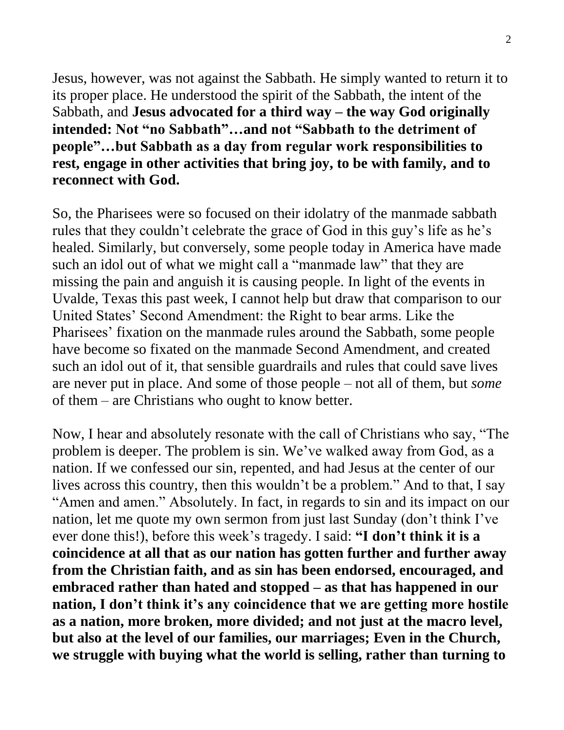Jesus, however, was not against the Sabbath. He simply wanted to return it to its proper place. He understood the spirit of the Sabbath, the intent of the Sabbath, and **Jesus advocated for a third way – the way God originally intended: Not "no Sabbath"…and not "Sabbath to the detriment of people"…but Sabbath as a day from regular work responsibilities to rest, engage in other activities that bring joy, to be with family, and to reconnect with God.**

So, the Pharisees were so focused on their idolatry of the manmade sabbath rules that they couldn't celebrate the grace of God in this guy's life as he's healed. Similarly, but conversely, some people today in America have made such an idol out of what we might call a "manmade law" that they are missing the pain and anguish it is causing people. In light of the events in Uvalde, Texas this past week, I cannot help but draw that comparison to our United States' Second Amendment: the Right to bear arms. Like the Pharisees' fixation on the manmade rules around the Sabbath, some people have become so fixated on the manmade Second Amendment, and created such an idol out of it, that sensible guardrails and rules that could save lives are never put in place. And some of those people – not all of them, but *some* of them – are Christians who ought to know better.

Now, I hear and absolutely resonate with the call of Christians who say, "The problem is deeper. The problem is sin. We've walked away from God, as a nation. If we confessed our sin, repented, and had Jesus at the center of our lives across this country, then this wouldn't be a problem." And to that, I say "Amen and amen." Absolutely. In fact, in regards to sin and its impact on our nation, let me quote my own sermon from just last Sunday (don't think I've ever done this!), before this week's tragedy. I said: **"I don't think it is a coincidence at all that as our nation has gotten further and further away from the Christian faith, and as sin has been endorsed, encouraged, and embraced rather than hated and stopped – as that has happened in our nation, I don't think it's any coincidence that we are getting more hostile as a nation, more broken, more divided; and not just at the macro level, but also at the level of our families, our marriages; Even in the Church, we struggle with buying what the world is selling, rather than turning to**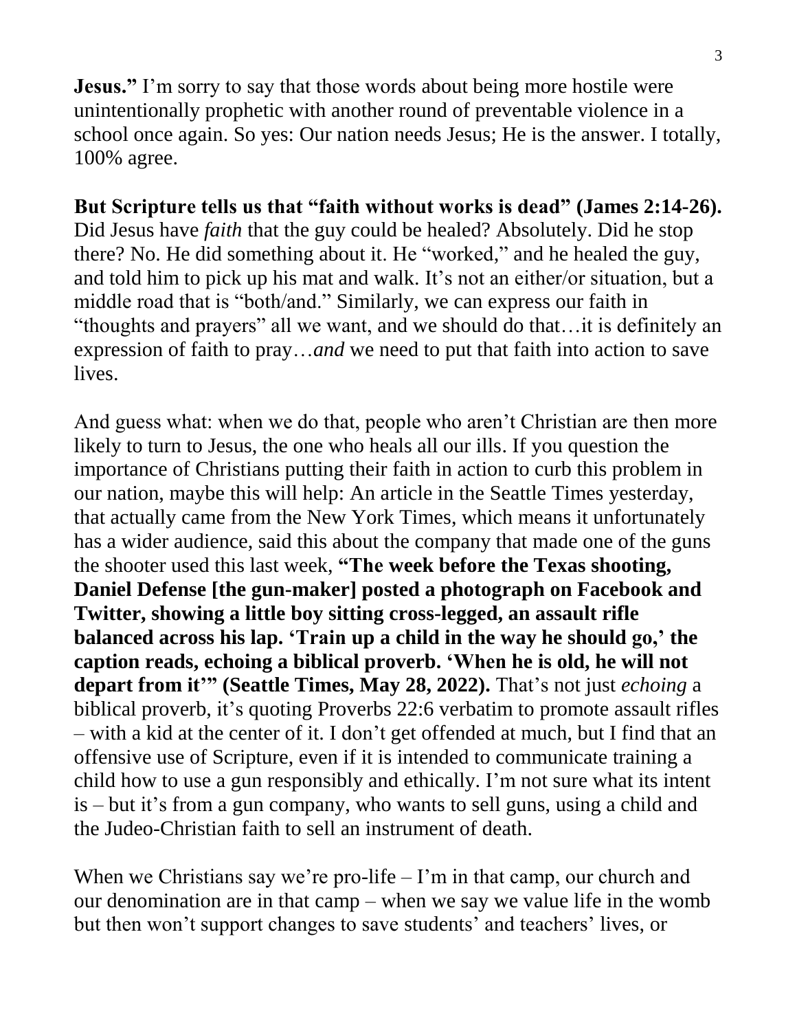**Jesus."** I'm sorry to say that those words about being more hostile were unintentionally prophetic with another round of preventable violence in a school once again. So yes: Our nation needs Jesus; He is the answer. I totally, 100% agree.

**But Scripture tells us that "faith without works is dead" (James 2:14-26).** Did Jesus have *faith* that the guy could be healed? Absolutely. Did he stop there? No. He did something about it. He "worked," and he healed the guy, and told him to pick up his mat and walk. It's not an either/or situation, but a middle road that is "both/and." Similarly, we can express our faith in "thoughts and prayers" all we want, and we should do that…it is definitely an expression of faith to pray…*and* we need to put that faith into action to save lives.

And guess what: when we do that, people who aren't Christian are then more likely to turn to Jesus, the one who heals all our ills. If you question the importance of Christians putting their faith in action to curb this problem in our nation, maybe this will help: An article in the Seattle Times yesterday, that actually came from the New York Times, which means it unfortunately has a wider audience, said this about the company that made one of the guns the shooter used this last week, **"The week before the Texas shooting, Daniel Defense [the gun-maker] posted a photograph on Facebook and Twitter, showing a little boy sitting cross-legged, an assault rifle balanced across his lap. 'Train up a child in the way he should go,' the caption reads, echoing a biblical proverb. 'When he is old, he will not depart from it'" (Seattle Times, May 28, 2022).** That's not just *echoing* a biblical proverb, it's quoting Proverbs 22:6 verbatim to promote assault rifles – with a kid at the center of it. I don't get offended at much, but I find that an offensive use of Scripture, even if it is intended to communicate training a child how to use a gun responsibly and ethically. I'm not sure what its intent is – but it's from a gun company, who wants to sell guns, using a child and the Judeo-Christian faith to sell an instrument of death.

When we Christians say we're pro-life – I'm in that camp, our church and our denomination are in that camp – when we say we value life in the womb but then won't support changes to save students' and teachers' lives, or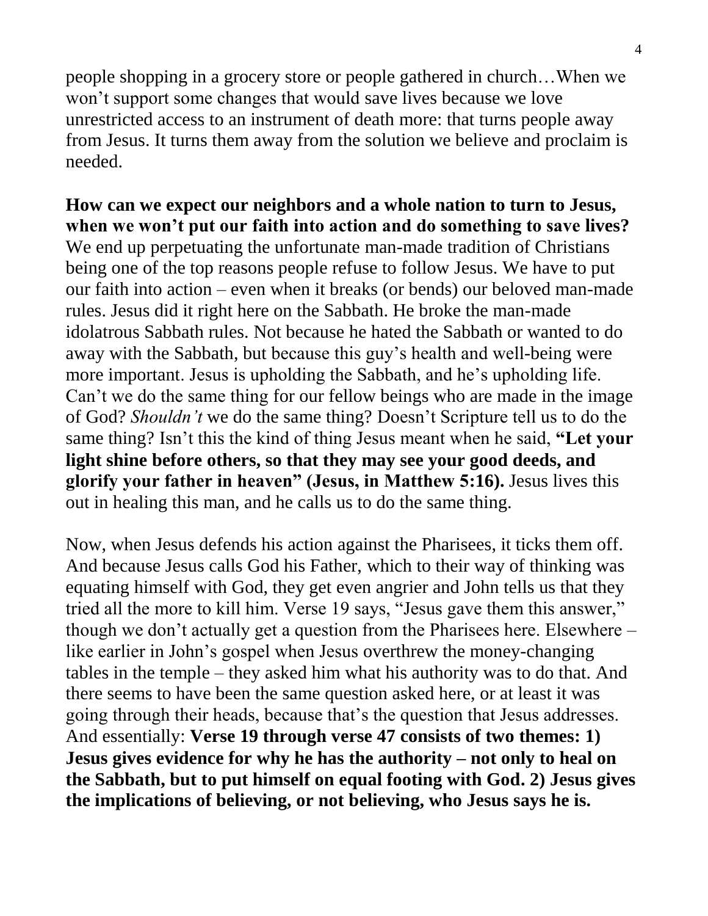people shopping in a grocery store or people gathered in church…When we won't support some changes that would save lives because we love unrestricted access to an instrument of death more: that turns people away from Jesus. It turns them away from the solution we believe and proclaim is needed.

**How can we expect our neighbors and a whole nation to turn to Jesus, when we won't put our faith into action and do something to save lives?** We end up perpetuating the unfortunate man-made tradition of Christians being one of the top reasons people refuse to follow Jesus. We have to put our faith into action – even when it breaks (or bends) our beloved man-made rules. Jesus did it right here on the Sabbath. He broke the man-made idolatrous Sabbath rules. Not because he hated the Sabbath or wanted to do away with the Sabbath, but because this guy's health and well-being were more important. Jesus is upholding the Sabbath, and he's upholding life. Can't we do the same thing for our fellow beings who are made in the image of God? *Shouldn't* we do the same thing? Doesn't Scripture tell us to do the same thing? Isn't this the kind of thing Jesus meant when he said, **"Let your light shine before others, so that they may see your good deeds, and glorify your father in heaven" (Jesus, in Matthew 5:16).** Jesus lives this out in healing this man, and he calls us to do the same thing.

Now, when Jesus defends his action against the Pharisees, it ticks them off. And because Jesus calls God his Father, which to their way of thinking was equating himself with God, they get even angrier and John tells us that they tried all the more to kill him. Verse 19 says, "Jesus gave them this answer," though we don't actually get a question from the Pharisees here. Elsewhere – like earlier in John's gospel when Jesus overthrew the money-changing tables in the temple – they asked him what his authority was to do that. And there seems to have been the same question asked here, or at least it was going through their heads, because that's the question that Jesus addresses. And essentially: **Verse 19 through verse 47 consists of two themes: 1) Jesus gives evidence for why he has the authority – not only to heal on the Sabbath, but to put himself on equal footing with God. 2) Jesus gives the implications of believing, or not believing, who Jesus says he is.**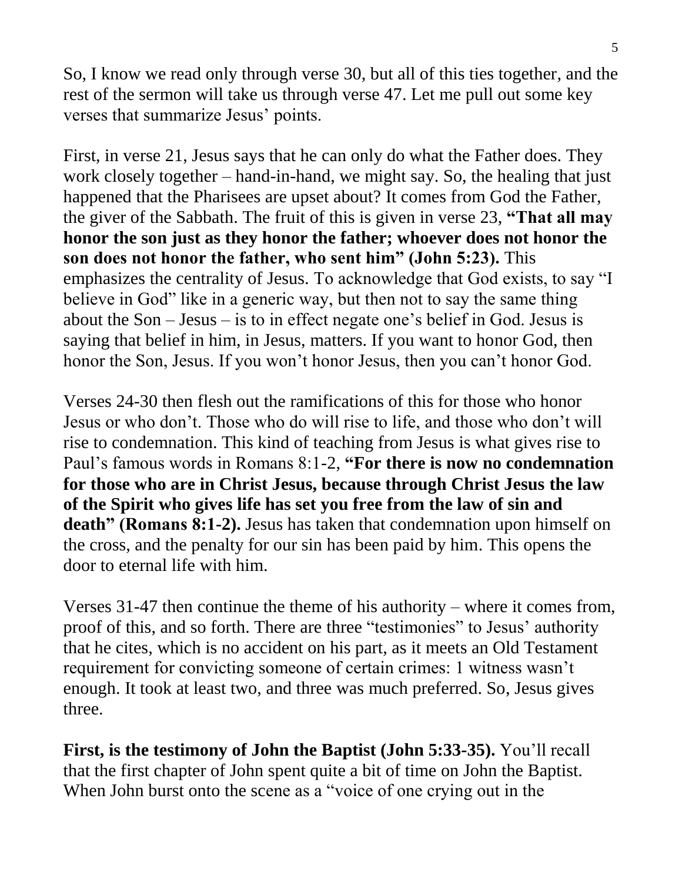So, I know we read only through verse 30, but all of this ties together, and the rest of the sermon will take us through verse 47. Let me pull out some key verses that summarize Jesus' points.

First, in verse 21, Jesus says that he can only do what the Father does. They work closely together – hand-in-hand, we might say. So, the healing that just happened that the Pharisees are upset about? It comes from God the Father, the giver of the Sabbath. The fruit of this is given in verse 23, **"That all may honor the son just as they honor the father; whoever does not honor the son does not honor the father, who sent him" (John 5:23).** This emphasizes the centrality of Jesus. To acknowledge that God exists, to say "I believe in God" like in a generic way, but then not to say the same thing about the Son – Jesus – is to in effect negate one's belief in God. Jesus is saying that belief in him, in Jesus, matters. If you want to honor God, then honor the Son, Jesus. If you won't honor Jesus, then you can't honor God.

Verses 24-30 then flesh out the ramifications of this for those who honor Jesus or who don't. Those who do will rise to life, and those who don't will rise to condemnation. This kind of teaching from Jesus is what gives rise to Paul's famous words in Romans 8:1-2, **"For there is now no condemnation for those who are in Christ Jesus, because through Christ Jesus the law of the Spirit who gives life has set you free from the law of sin and death" (Romans 8:1-2).** Jesus has taken that condemnation upon himself on the cross, and the penalty for our sin has been paid by him. This opens the door to eternal life with him.

Verses 31-47 then continue the theme of his authority – where it comes from, proof of this, and so forth. There are three "testimonies" to Jesus' authority that he cites, which is no accident on his part, as it meets an Old Testament requirement for convicting someone of certain crimes: 1 witness wasn't enough. It took at least two, and three was much preferred. So, Jesus gives three.

**First, is the testimony of John the Baptist (John 5:33-35).** You'll recall that the first chapter of John spent quite a bit of time on John the Baptist. When John burst onto the scene as a "voice of one crying out in the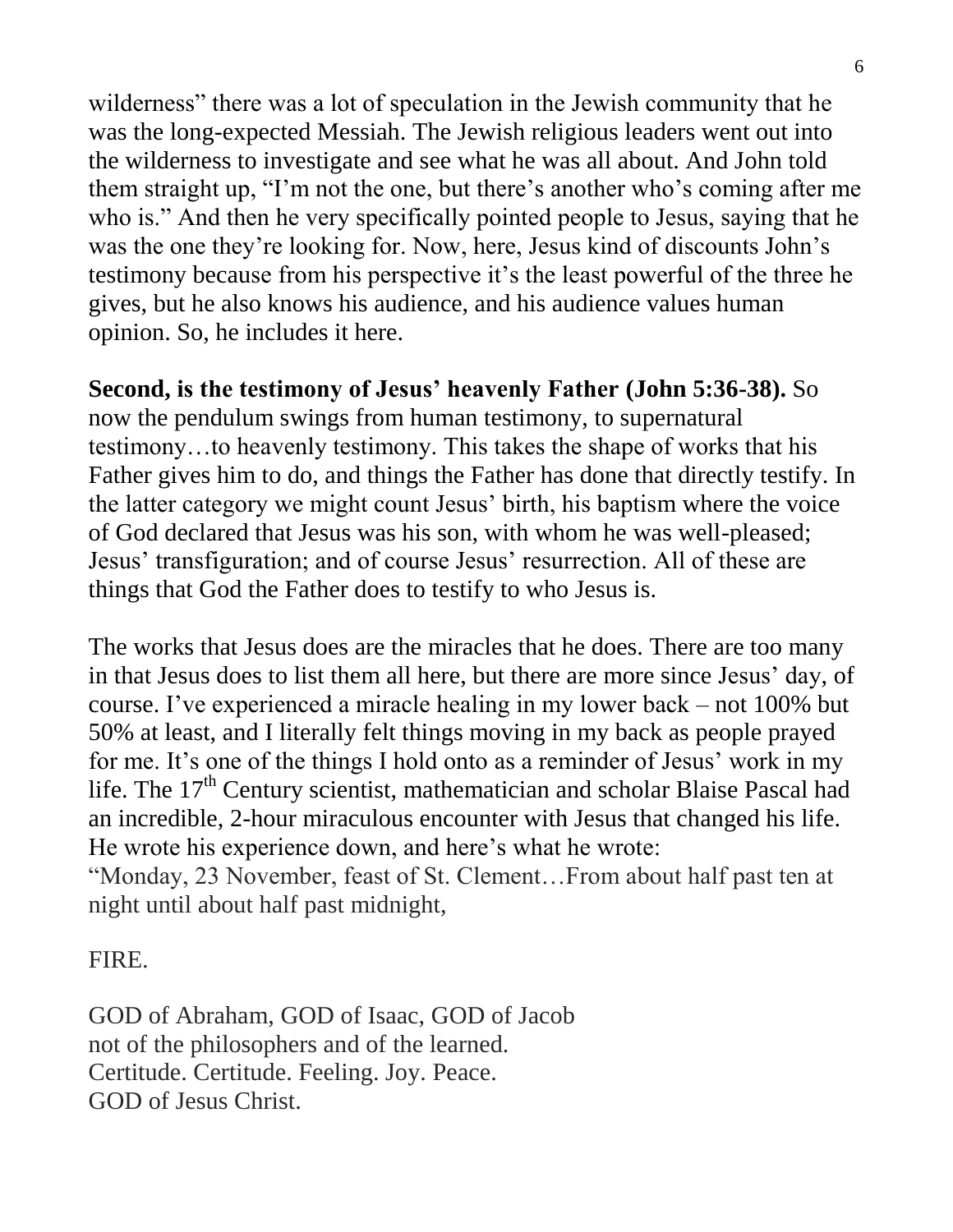wilderness" there was a lot of speculation in the Jewish community that he was the long-expected Messiah. The Jewish religious leaders went out into the wilderness to investigate and see what he was all about. And John told them straight up, "I'm not the one, but there's another who's coming after me who is." And then he very specifically pointed people to Jesus, saying that he was the one they're looking for. Now, here, Jesus kind of discounts John's testimony because from his perspective it's the least powerful of the three he gives, but he also knows his audience, and his audience values human opinion. So, he includes it here.

**Second, is the testimony of Jesus' heavenly Father (John 5:36-38).** So now the pendulum swings from human testimony, to supernatural testimony…to heavenly testimony. This takes the shape of works that his Father gives him to do, and things the Father has done that directly testify. In the latter category we might count Jesus' birth, his baptism where the voice of God declared that Jesus was his son, with whom he was well-pleased; Jesus' transfiguration; and of course Jesus' resurrection. All of these are things that God the Father does to testify to who Jesus is.

The works that Jesus does are the miracles that he does. There are too many in that Jesus does to list them all here, but there are more since Jesus' day, of course. I've experienced a miracle healing in my lower back – not 100% but 50% at least, and I literally felt things moving in my back as people prayed for me. It's one of the things I hold onto as a reminder of Jesus' work in my life. The 17th Century scientist, mathematician and scholar Blaise Pascal had an incredible, 2-hour miraculous encounter with Jesus that changed his life. He wrote his experience down, and here's what he wrote:
"Monday, 23 November, feast of St. Clement…From about half past ten at night until about half past midnight,

FIRE.

GOD of Abraham, GOD of Isaac, GOD of Jacob
not of the philosophers and of the learned.
Certitude. Certitude. Feeling. Joy. Peace.
GOD of Jesus Christ.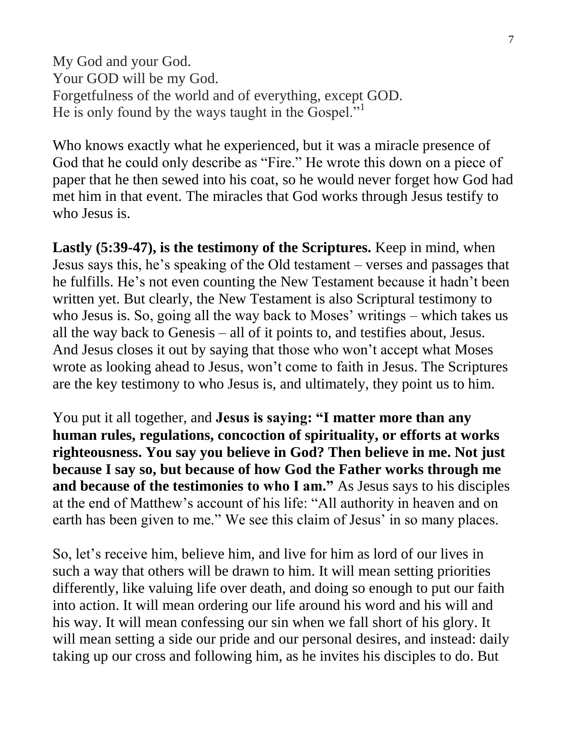My God and your God.  
Your GOD will be my God.  
Forgetfulness of the world and of everything, except GOD.  
He is only found by the ways taught in the Gospel."[1]

Who knows exactly what he experienced, but it was a miracle presence of God that he could only describe as "Fire." He wrote this down on a piece of paper that he then sewed into his coat, so he would never forget how God had met him in that event. The miracles that God works through Jesus testify to who Jesus is.

**Lastly (5:39-47), is the testimony of the Scriptures.** Keep in mind, when Jesus says this, he's speaking of the Old testament – verses and passages that he fulfills. He's not even counting the New Testament because it hadn't been written yet. But clearly, the New Testament is also Scriptural testimony to who Jesus is. So, going all the way back to Moses' writings – which takes us all the way back to Genesis – all of it points to, and testifies about, Jesus. And Jesus closes it out by saying that those who won't accept what Moses wrote as looking ahead to Jesus, won't come to faith in Jesus. The Scriptures are the key testimony to who Jesus is, and ultimately, they point us to him.

You put it all together, and **Jesus is saying: "I matter more than any human rules, regulations, concoction of spirituality, or efforts at works righteousness. You say you believe in God? Then believe in me. Not just because I say so, but because of how God the Father works through me and because of the testimonies to who I am."** As Jesus says to his disciples at the end of Matthew's account of his life: "All authority in heaven and on earth has been given to me." We see this claim of Jesus' in so many places.

So, let's receive him, believe him, and live for him as lord of our lives in such a way that others will be drawn to him. It will mean setting priorities differently, like valuing life over death, and doing so enough to put our faith into action. It will mean ordering our life around his word and his will and his way. It will mean confessing our sin when we fall short of his glory. It will mean setting a side our pride and our personal desires, and instead: daily taking up our cross and following him, as he invites his disciples to do. But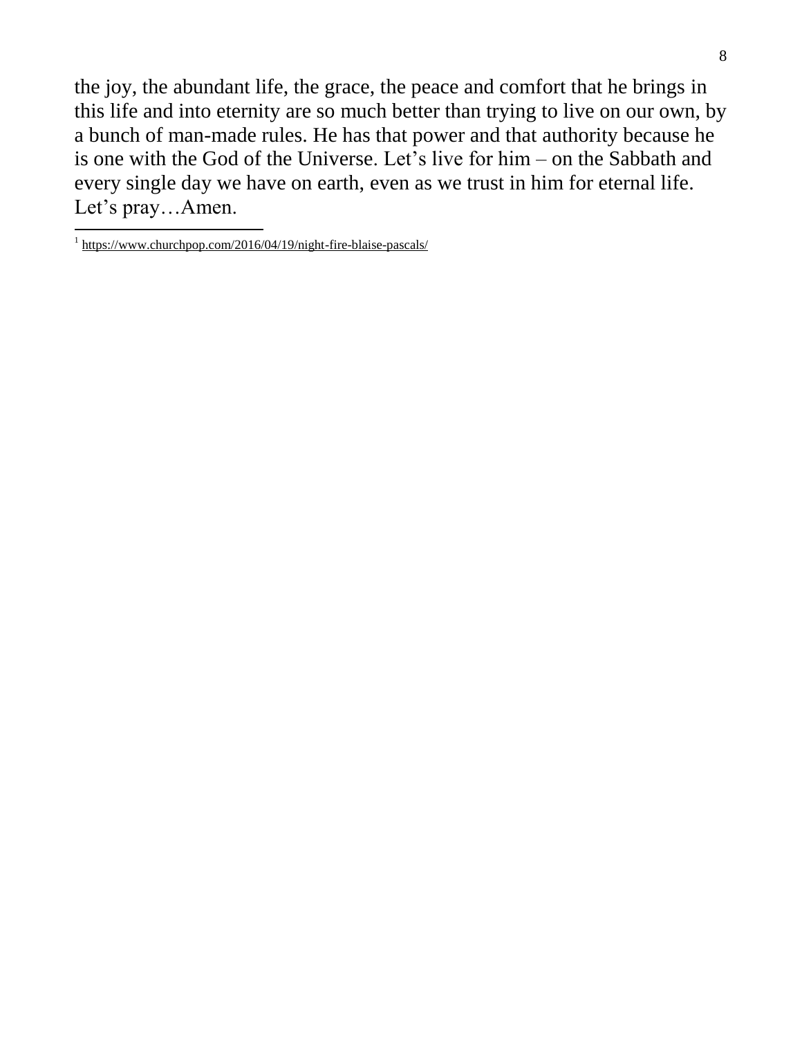the joy, the abundant life, the grace, the peace and comfort that he brings in this life and into eternity are so much better than trying to live on our own, by a bunch of man-made rules. He has that power and that authority because he is one with the God of the Universe. Let's live for him – on the Sabbath and every single day we have on earth, even as we trust in him for eternal life. Let's pray…Amen.

---

[1] https://www.churchpop.com/2016/04/19/night-fire-blaise-pascals/